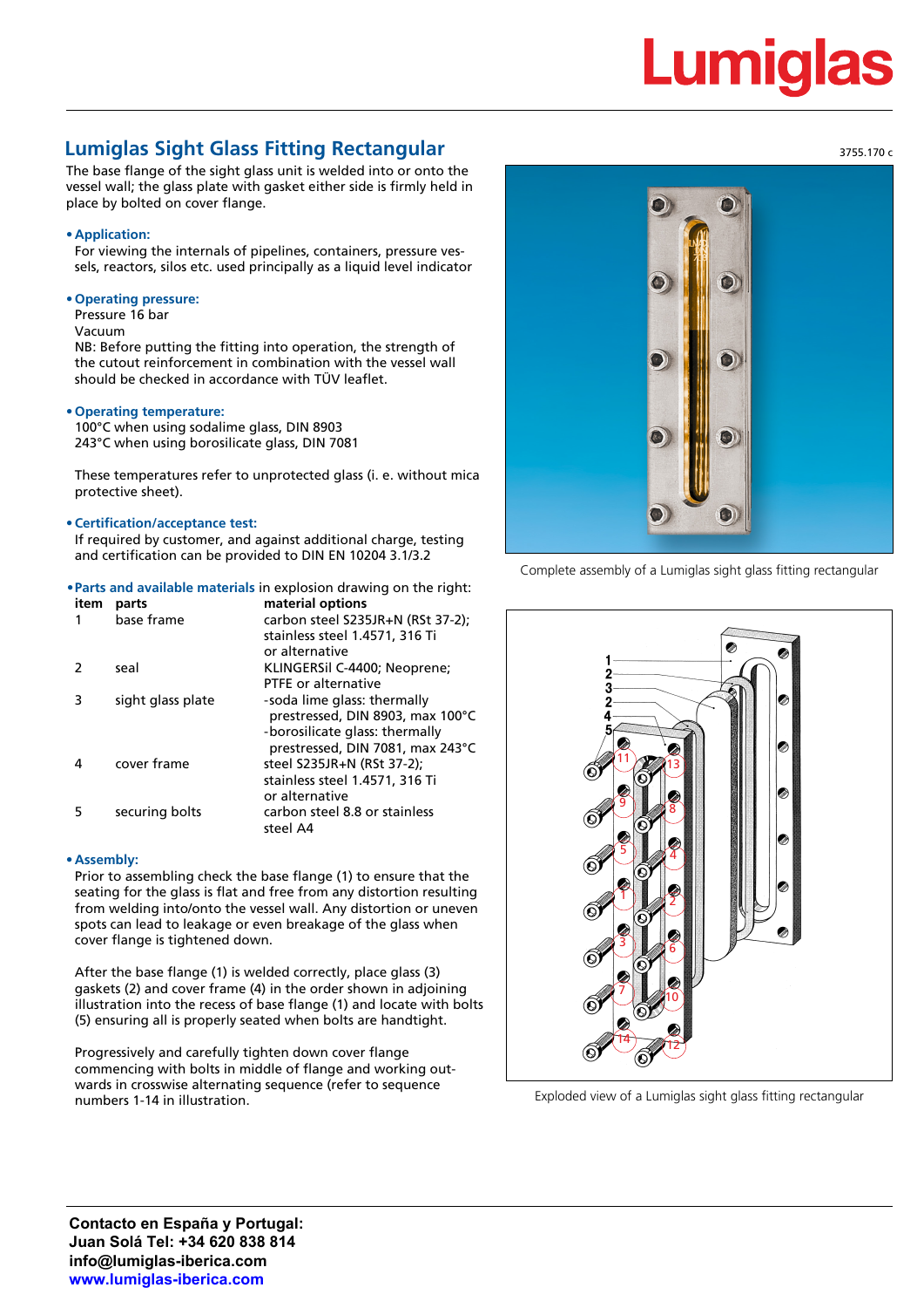Lumiglas

## Lumiglas Sight Glass Fitting Rectangular

3755.170 c

The base flange of the sight glass unit is welded into or onto the vessel wall; the glass plate with gasket either side is firmly held in place by bolted on cover flange.

- **Application:**
  For viewing the internals of pipelines, containers, pressure vessels, reactors, silos etc. used principally as a liquid level indicator

- **Operating pressure:**
  Pressure 16 bar
  Vacuum
  NB: Before putting the fitting into operation, the strength of the cutout reinforcement in combination with the vessel wall should be checked in accordance with TÜV leaflet.

- **Operating temperature:**
  100°C when using sodalime glass, DIN 8903
  243°C when using borosilicate glass, DIN 7081

  These temperatures refer to unprotected glass (i. e. without mica protective sheet).

- **Certification/acceptance test:**
  If required by customer, and against additional charge, testing and certification can be provided to DIN EN 10204 3.1/3.2

- **Parts and available materials** in explosion drawing on the right:

| item | parts | material options |
|---|---|---|
| 1 | base frame | carbon steel S235JR+N (RSt 37-2); stainless steel 1.4571, 316 Ti or alternative |
| 2 | seal | KLINGERSil C-4400; Neoprene; PTFE or alternative |
| 3 | sight glass plate | -soda lime glass: thermally prestressed, DIN 8903, max 100°C<br>-borosilicate glass: thermally prestressed, DIN 7081, max 243°C |
| 4 | cover frame | steel S235JR+N (RSt 37-2); stainless steel 1.4571, 316 Ti or alternative |
| 5 | securing bolts | carbon steel 8.8 or stainless steel A4 |

- **Assembly:**
  Prior to assembling check the base flange (1) to ensure that the seating for the glass is flat and free from any distortion resulting from welding into/onto the vessel wall. Any distortion or uneven spots can lead to leakage or even breakage of the glass when cover flange is tightened down.

  After the base flange (1) is welded correctly, place glass (3) gaskets (2) and cover frame (4) in the order shown in adjoining illustration into the recess of base flange (1) and locate with bolts (5) ensuring all is properly seated when bolts are handtight.

  Progressively and carefully tighten down cover flange commencing with bolts in middle of flange and working outwards in crosswise alternating sequence (refer to sequence numbers 1-14 in illustration.

Complete assembly of a Lumiglas sight glass fitting rectangular

Exploded view of a Lumiglas sight glass fitting rectangular

**Contacto en España y Portugal:**
**Juan Solá Tel: +34 620 838 814**
**info@lumiglas-iberica.com**
**www.lumiglas-iberica.com**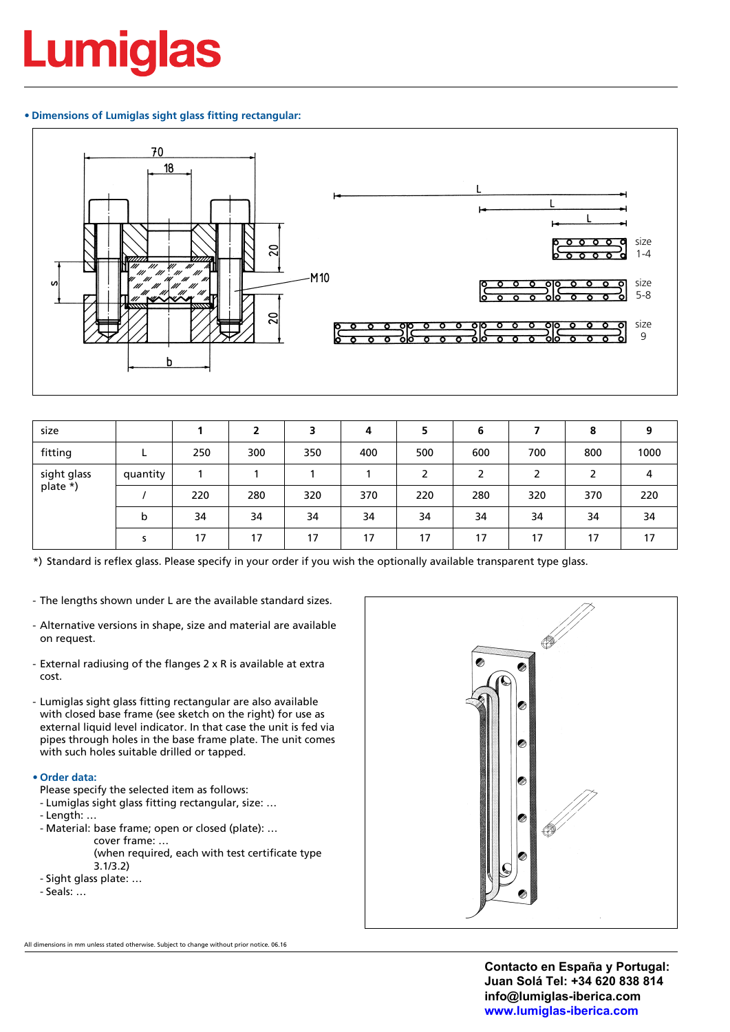# Lumiglas

**• Dimensions of Lumiglas sight glass fitting rectangular:**

70
18
20
s
M10
20
b
L
L
L
size 1-4
size 5-8
size 9

| size | | 1 | 2 | 3 | 4 | 5 | 6 | 7 | 8 | 9 |
|---|---|---|---|---|---|---|---|---|---|---|
| fitting | L | 250 | 300 | 350 | 400 | 500 | 600 | 700 | 800 | 1000 |
| sight glass plate *) | quantity | 1 | 1 | 1 | 1 | 2 | 2 | 2 | 2 | 4 |
| | *l* | 220 | 280 | 320 | 370 | 220 | 280 | 320 | 370 | 220 |
| | b | 34 | 34 | 34 | 34 | 34 | 34 | 34 | 34 | 34 |
| | s | 17 | 17 | 17 | 17 | 17 | 17 | 17 | 17 | 17 |

*) Standard is reflex glass. Please specify in your order if you wish the optionally available transparent type glass.

- The lengths shown under L are the available standard sizes.
- Alternative versions in shape, size and material are available on request.
- External radiusing of the flanges 2 x R is available at extra cost.
- Lumiglas sight glass fitting rectangular are also available with closed base frame (see sketch on the right) for use as external liquid level indicator. In that case the unit is fed via pipes through holes in the base frame plate. The unit comes with such holes suitable drilled or tapped.

**• Order data:**

Please specify the selected item as follows:
- Lumiglas sight glass fitting rectangular, size: …
- Length: …
- Material: base frame; open or closed (plate): …
  cover frame: …
  (when required, each with test certificate type 3.1/3.2)
- Sight glass plate: …
- Seals: …

All dimensions in mm unless stated otherwise. Subject to change without prior notice. 06.16

**Contacto en España y Portugal:**
**Juan Solá Tel: +34 620 838 814**
**info@lumiglas-iberica.com**
**www.lumiglas-iberica.com**